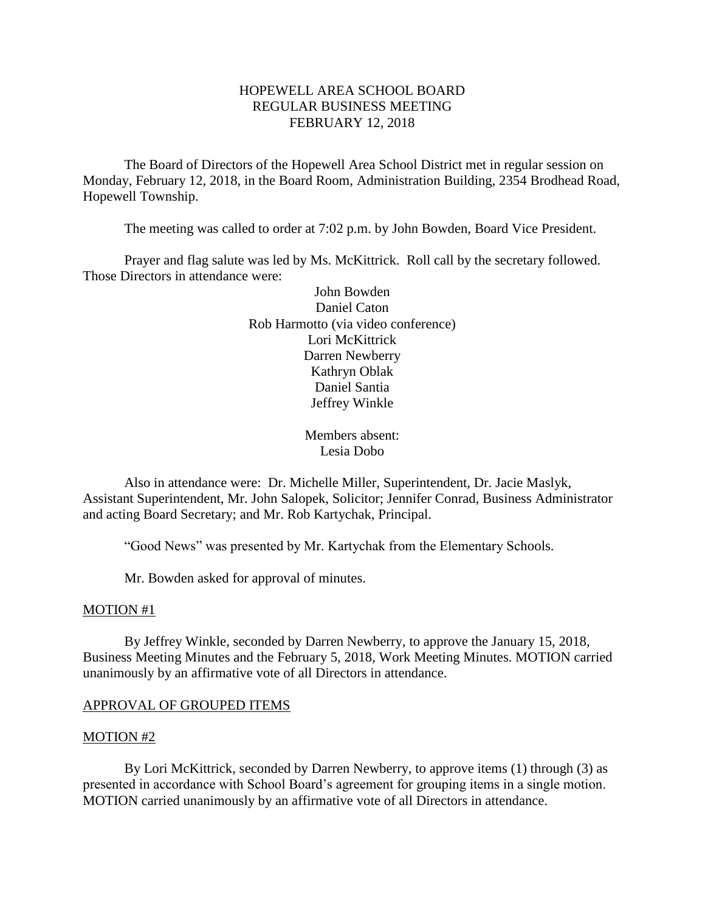# HOPEWELL AREA SCHOOL BOARD
## REGULAR BUSINESS MEETING
## FEBRUARY 12, 2018

The Board of Directors of the Hopewell Area School District met in regular session on Monday, February 12, 2018, in the Board Room, Administration Building, 2354 Brodhead Road, Hopewell Township.

The meeting was called to order at 7:02 p.m. by John Bowden, Board Vice President.

Prayer and flag salute was led by Ms. McKittrick. Roll call by the secretary followed. Those Directors in attendance were:

John Bowden
Daniel Caton
Rob Harmotto (via video conference)
Lori McKittrick
Darren Newberry
Kathryn Oblak
Daniel Santia
Jeffrey Winkle

Members absent:
Lesia Dobo

Also in attendance were: Dr. Michelle Miller, Superintendent, Dr. Jacie Maslyk, Assistant Superintendent, Mr. John Salopek, Solicitor; Jennifer Conrad, Business Administrator and acting Board Secretary; and Mr. Rob Kartychak, Principal.

"Good News" was presented by Mr. Kartychak from the Elementary Schools.

Mr. Bowden asked for approval of minutes.

MOTION #1

By Jeffrey Winkle, seconded by Darren Newberry, to approve the January 15, 2018, Business Meeting Minutes and the February 5, 2018, Work Meeting Minutes. MOTION carried unanimously by an affirmative vote of all Directors in attendance.

APPROVAL OF GROUPED ITEMS

MOTION #2

By Lori McKittrick, seconded by Darren Newberry, to approve items (1) through (3) as presented in accordance with School Board's agreement for grouping items in a single motion. MOTION carried unanimously by an affirmative vote of all Directors in attendance.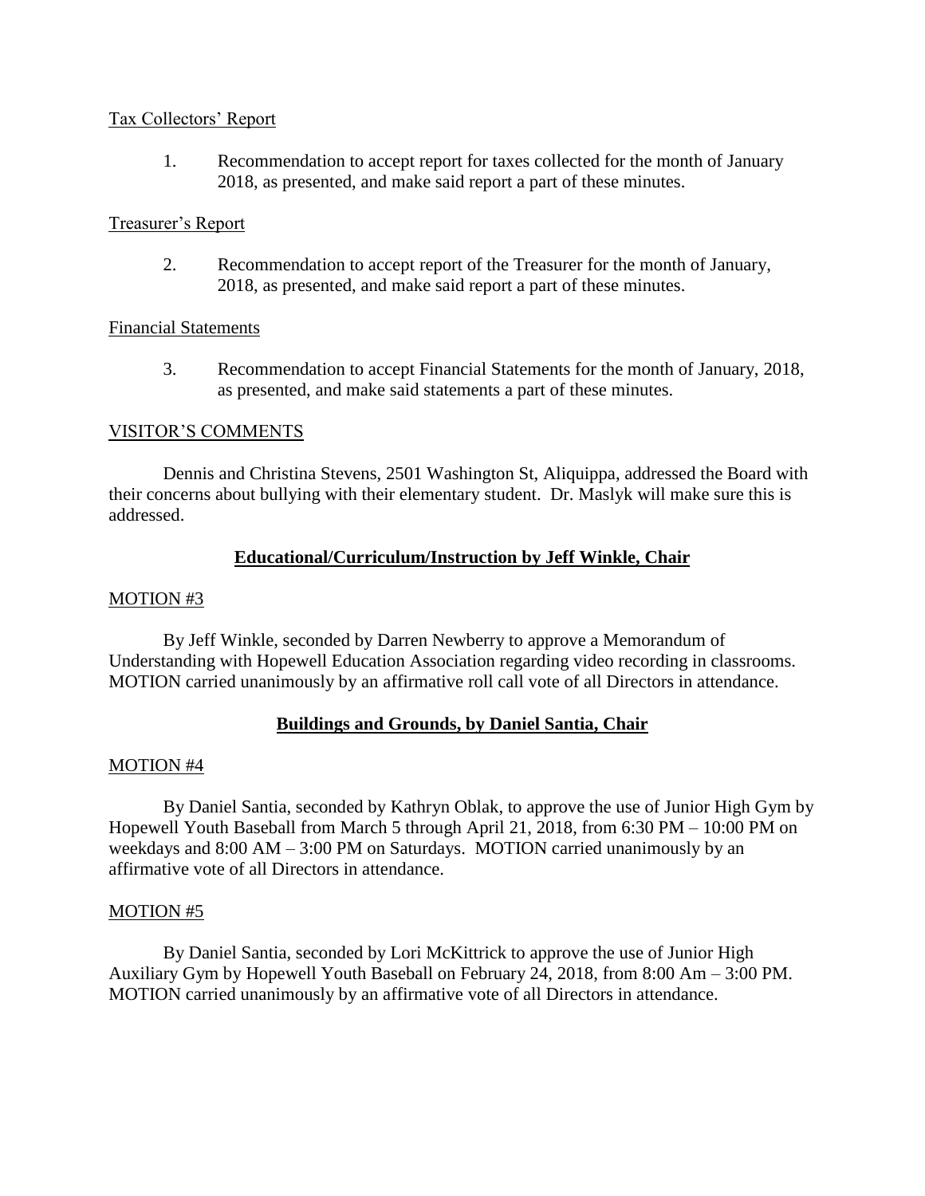Tax Collectors' Report

1. Recommendation to accept report for taxes collected for the month of January 2018, as presented, and make said report a part of these minutes.

Treasurer's Report

2. Recommendation to accept report of the Treasurer for the month of January, 2018, as presented, and make said report a part of these minutes.

Financial Statements

3. Recommendation to accept Financial Statements for the month of January, 2018, as presented, and make said statements a part of these minutes.

VISITOR'S COMMENTS

Dennis and Christina Stevens, 2501 Washington St, Aliquippa, addressed the Board with their concerns about bullying with their elementary student. Dr. Maslyk will make sure this is addressed.

**Educational/Curriculum/Instruction by Jeff Winkle, Chair**

MOTION #3

By Jeff Winkle, seconded by Darren Newberry to approve a Memorandum of Understanding with Hopewell Education Association regarding video recording in classrooms. MOTION carried unanimously by an affirmative roll call vote of all Directors in attendance.

**Buildings and Grounds, by Daniel Santia, Chair**

MOTION #4

By Daniel Santia, seconded by Kathryn Oblak, to approve the use of Junior High Gym by Hopewell Youth Baseball from March 5 through April 21, 2018, from 6:30 PM – 10:00 PM on weekdays and 8:00 AM – 3:00 PM on Saturdays. MOTION carried unanimously by an affirmative vote of all Directors in attendance.

MOTION #5

By Daniel Santia, seconded by Lori McKittrick to approve the use of Junior High Auxiliary Gym by Hopewell Youth Baseball on February 24, 2018, from 8:00 Am – 3:00 PM. MOTION carried unanimously by an affirmative vote of all Directors in attendance.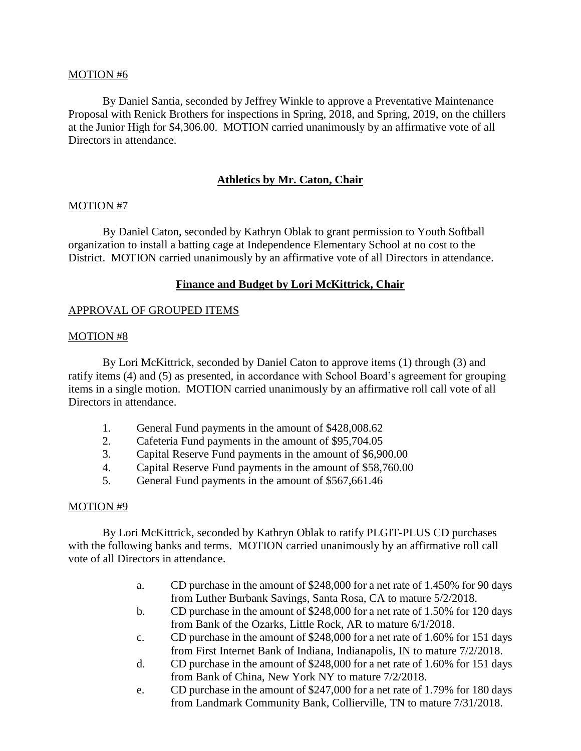MOTION #6

By Daniel Santia, seconded by Jeffrey Winkle to approve a Preventative Maintenance Proposal with Renick Brothers for inspections in Spring, 2018, and Spring, 2019, on the chillers at the Junior High for $4,306.00. MOTION carried unanimously by an affirmative vote of all Directors in attendance.

## Athletics by Mr. Caton, Chair

MOTION #7

By Daniel Caton, seconded by Kathryn Oblak to grant permission to Youth Softball organization to install a batting cage at Independence Elementary School at no cost to the District. MOTION carried unanimously by an affirmative vote of all Directors in attendance.

## Finance and Budget by Lori McKittrick, Chair

APPROVAL OF GROUPED ITEMS

MOTION #8

By Lori McKittrick, seconded by Daniel Caton to approve items (1) through (3) and ratify items (4) and (5) as presented, in accordance with School Board's agreement for grouping items in a single motion. MOTION carried unanimously by an affirmative roll call vote of all Directors in attendance.

1. General Fund payments in the amount of $428,008.62
2. Cafeteria Fund payments in the amount of $95,704.05
3. Capital Reserve Fund payments in the amount of $6,900.00
4. Capital Reserve Fund payments in the amount of $58,760.00
5. General Fund payments in the amount of $567,661.46

MOTION #9

By Lori McKittrick, seconded by Kathryn Oblak to ratify PLGIT-PLUS CD purchases with the following banks and terms. MOTION carried unanimously by an affirmative roll call vote of all Directors in attendance.

a. CD purchase in the amount of $248,000 for a net rate of 1.450% for 90 days from Luther Burbank Savings, Santa Rosa, CA to mature 5/2/2018.
b. CD purchase in the amount of $248,000 for a net rate of 1.50% for 120 days from Bank of the Ozarks, Little Rock, AR to mature 6/1/2018.
c. CD purchase in the amount of $248,000 for a net rate of 1.60% for 151 days from First Internet Bank of Indiana, Indianapolis, IN to mature 7/2/2018.
d. CD purchase in the amount of $248,000 for a net rate of 1.60% for 151 days from Bank of China, New York NY to mature 7/2/2018.
e. CD purchase in the amount of $247,000 for a net rate of 1.79% for 180 days from Landmark Community Bank, Collierville, TN to mature 7/31/2018.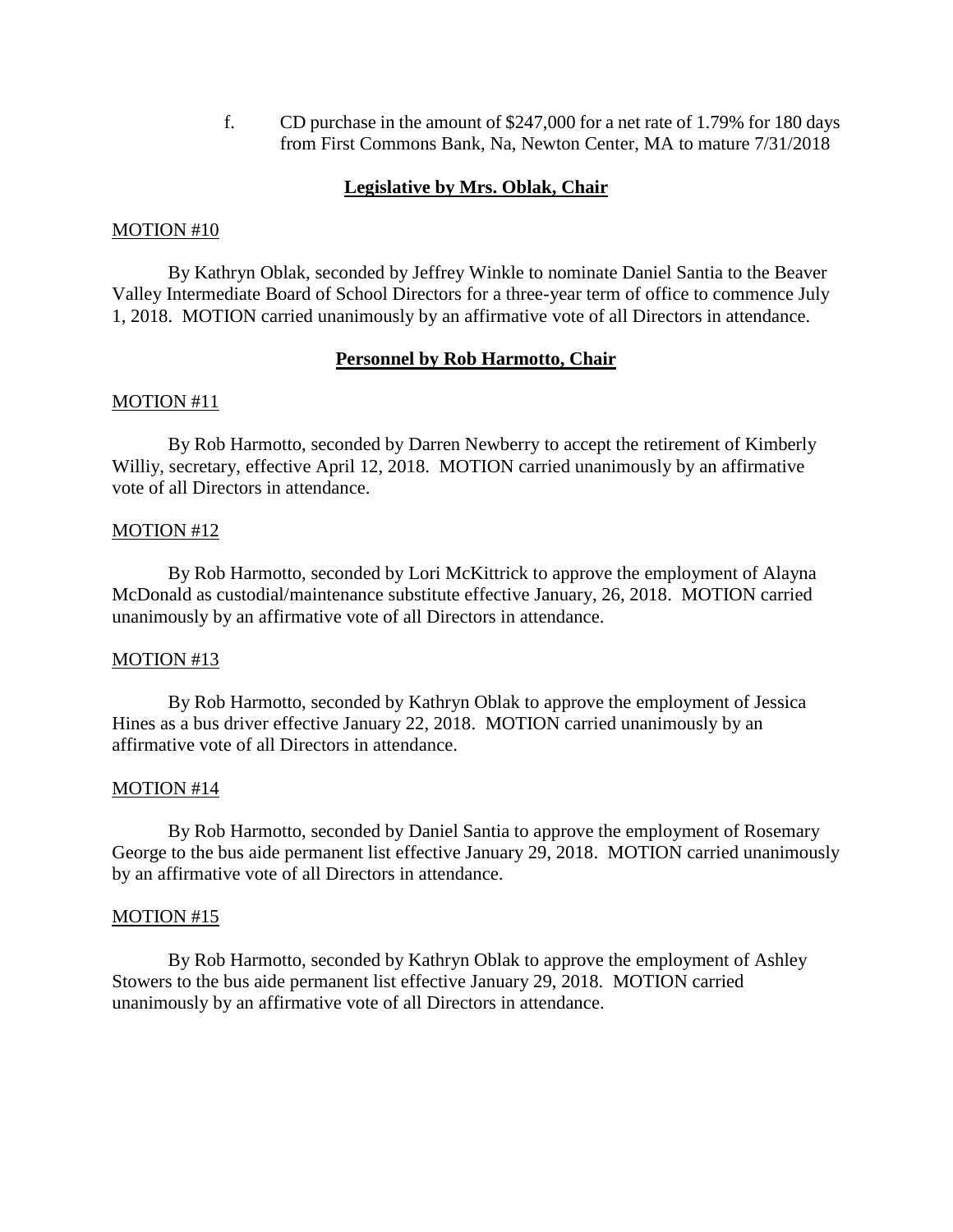f. CD purchase in the amount of $247,000 for a net rate of 1.79% for 180 days from First Commons Bank, Na, Newton Center, MA to mature 7/31/2018

## **Legislative by Mrs. Oblak, Chair**

MOTION #10

By Kathryn Oblak, seconded by Jeffrey Winkle to nominate Daniel Santia to the Beaver Valley Intermediate Board of School Directors for a three-year term of office to commence July 1, 2018. MOTION carried unanimously by an affirmative vote of all Directors in attendance.

## **Personnel by Rob Harmotto, Chair**

MOTION #11

By Rob Harmotto, seconded by Darren Newberry to accept the retirement of Kimberly Williy, secretary, effective April 12, 2018. MOTION carried unanimously by an affirmative vote of all Directors in attendance.

MOTION #12

By Rob Harmotto, seconded by Lori McKittrick to approve the employment of Alayna McDonald as custodial/maintenance substitute effective January, 26, 2018. MOTION carried unanimously by an affirmative vote of all Directors in attendance.

MOTION #13

By Rob Harmotto, seconded by Kathryn Oblak to approve the employment of Jessica Hines as a bus driver effective January 22, 2018. MOTION carried unanimously by an affirmative vote of all Directors in attendance.

MOTION #14

By Rob Harmotto, seconded by Daniel Santia to approve the employment of Rosemary George to the bus aide permanent list effective January 29, 2018. MOTION carried unanimously by an affirmative vote of all Directors in attendance.

MOTION #15

By Rob Harmotto, seconded by Kathryn Oblak to approve the employment of Ashley Stowers to the bus aide permanent list effective January 29, 2018. MOTION carried unanimously by an affirmative vote of all Directors in attendance.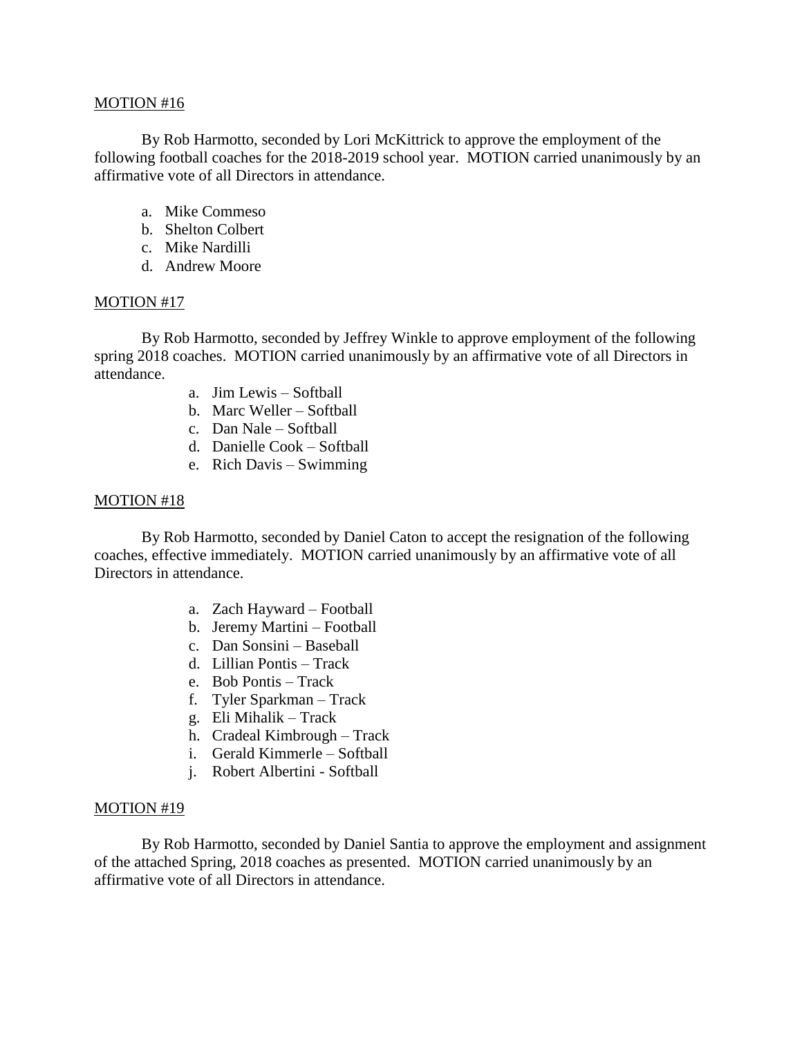MOTION #16

By Rob Harmotto, seconded by Lori McKittrick to approve the employment of the following football coaches for the 2018-2019 school year. MOTION carried unanimously by an affirmative vote of all Directors in attendance.

a. Mike Commeso
b. Shelton Colbert
c. Mike Nardilli
d. Andrew Moore

MOTION #17

By Rob Harmotto, seconded by Jeffrey Winkle to approve employment of the following spring 2018 coaches. MOTION carried unanimously by an affirmative vote of all Directors in attendance.

a. Jim Lewis – Softball
b. Marc Weller – Softball
c. Dan Nale – Softball
d. Danielle Cook – Softball
e. Rich Davis – Swimming

MOTION #18

By Rob Harmotto, seconded by Daniel Caton to accept the resignation of the following coaches, effective immediately. MOTION carried unanimously by an affirmative vote of all Directors in attendance.

a. Zach Hayward – Football
b. Jeremy Martini – Football
c. Dan Sonsini – Baseball
d. Lillian Pontis – Track
e. Bob Pontis – Track
f. Tyler Sparkman – Track
g. Eli Mihalik – Track
h. Cradeal Kimbrough – Track
i. Gerald Kimmerle – Softball
j. Robert Albertini - Softball

MOTION #19

By Rob Harmotto, seconded by Daniel Santia to approve the employment and assignment of the attached Spring, 2018 coaches as presented. MOTION carried unanimously by an affirmative vote of all Directors in attendance.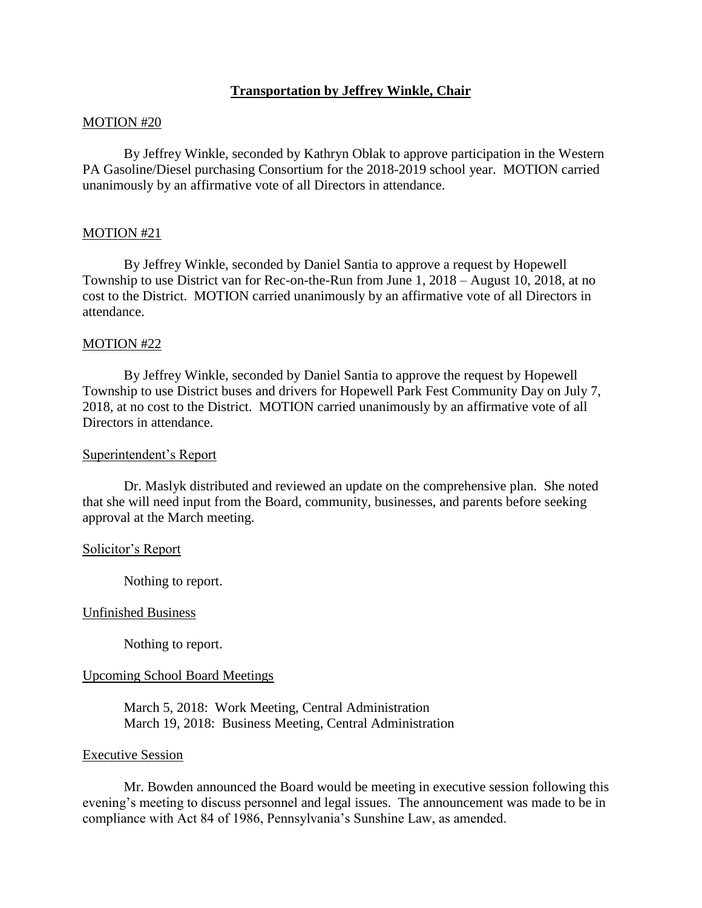## **Transportation by Jeffrey Winkle, Chair**

MOTION #20

By Jeffrey Winkle, seconded by Kathryn Oblak to approve participation in the Western PA Gasoline/Diesel purchasing Consortium for the 2018-2019 school year. MOTION carried unanimously by an affirmative vote of all Directors in attendance.

MOTION #21

By Jeffrey Winkle, seconded by Daniel Santia to approve a request by Hopewell Township to use District van for Rec-on-the-Run from June 1, 2018 – August 10, 2018, at no cost to the District. MOTION carried unanimously by an affirmative vote of all Directors in attendance.

MOTION #22

By Jeffrey Winkle, seconded by Daniel Santia to approve the request by Hopewell Township to use District buses and drivers for Hopewell Park Fest Community Day on July 7, 2018, at no cost to the District. MOTION carried unanimously by an affirmative vote of all Directors in attendance.

Superintendent's Report

Dr. Maslyk distributed and reviewed an update on the comprehensive plan. She noted that she will need input from the Board, community, businesses, and parents before seeking approval at the March meeting.

Solicitor's Report

Nothing to report.

Unfinished Business

Nothing to report.

Upcoming School Board Meetings

March 5, 2018: Work Meeting, Central Administration
March 19, 2018: Business Meeting, Central Administration

Executive Session

Mr. Bowden announced the Board would be meeting in executive session following this evening's meeting to discuss personnel and legal issues. The announcement was made to be in compliance with Act 84 of 1986, Pennsylvania's Sunshine Law, as amended.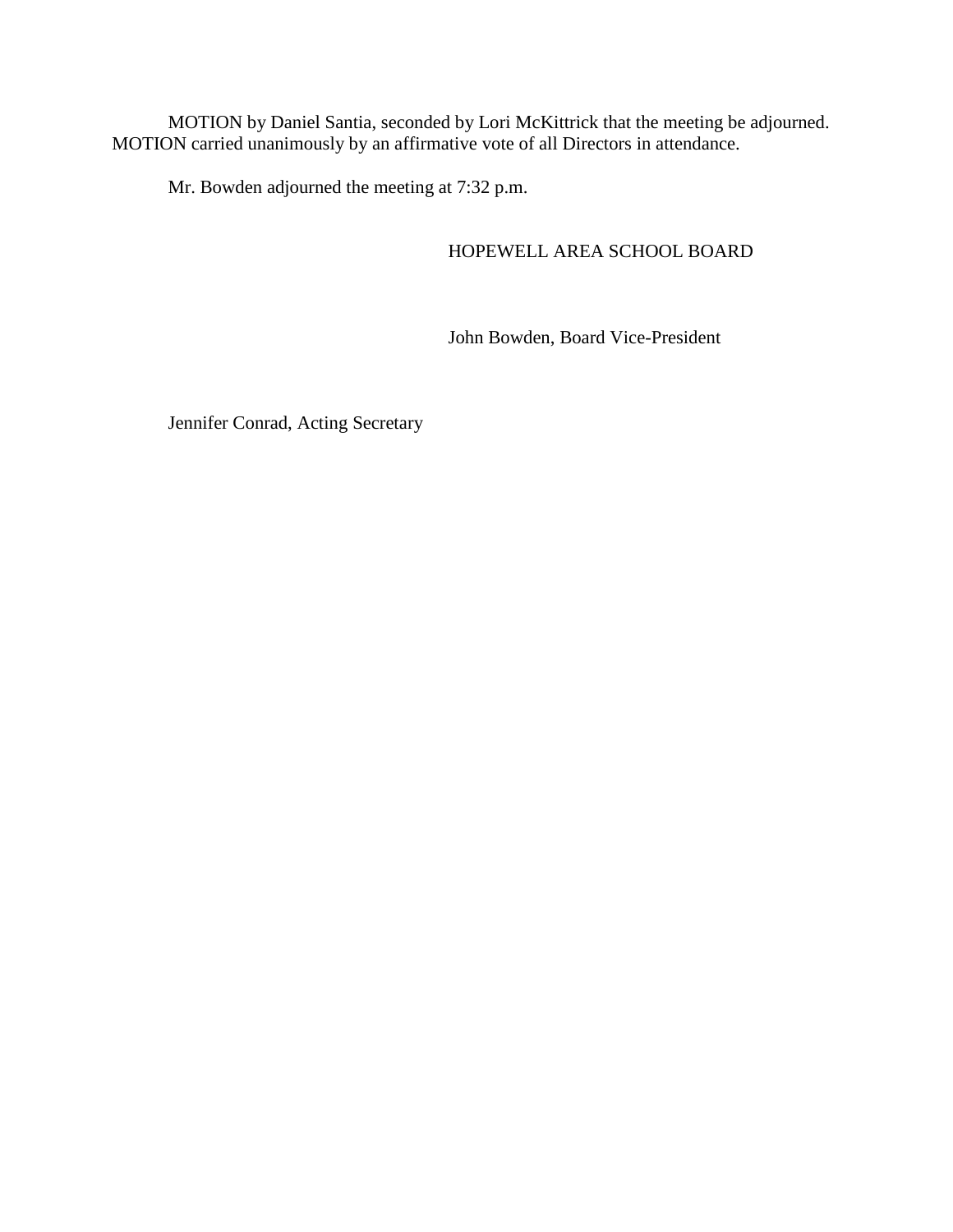MOTION by Daniel Santia, seconded by Lori McKittrick that the meeting be adjourned. MOTION carried unanimously by an affirmative vote of all Directors in attendance.

Mr. Bowden adjourned the meeting at 7:32 p.m.

HOPEWELL AREA SCHOOL BOARD

John Bowden, Board Vice-President

Jennifer Conrad, Acting Secretary